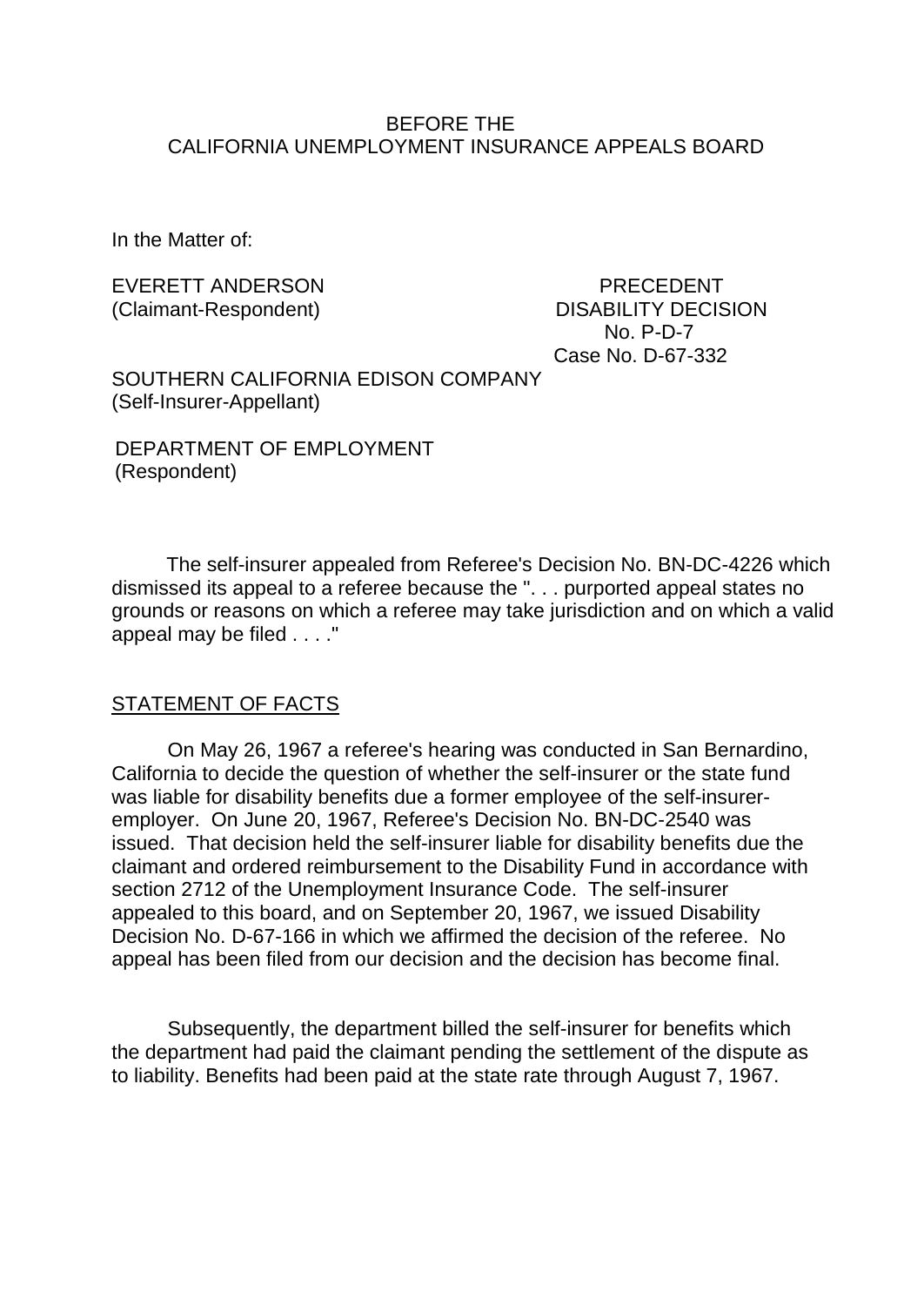BEFORE THE
CALIFORNIA UNEMPLOYMENT INSURANCE APPEALS BOARD

In the Matter of:

EVERETT ANDERSON
(Claimant-Respondent)

PRECEDENT
DISABILITY DECISION
No. P-D-7
Case No. D-67-332

SOUTHERN CALIFORNIA EDISON COMPANY
(Self-Insurer-Appellant)

DEPARTMENT OF EMPLOYMENT
(Respondent)

The self-insurer appealed from Referee's Decision No. BN-DC-4226 which dismissed its appeal to a referee because the ". . . purported appeal states no grounds or reasons on which a referee may take jurisdiction and on which a valid appeal may be filed . . . ."

## STATEMENT OF FACTS

On May 26, 1967 a referee's hearing was conducted in San Bernardino, California to decide the question of whether the self-insurer or the state fund was liable for disability benefits due a former employee of the self-insurer-employer. On June 20, 1967, Referee's Decision No. BN-DC-2540 was issued. That decision held the self-insurer liable for disability benefits due the claimant and ordered reimbursement to the Disability Fund in accordance with section 2712 of the Unemployment Insurance Code. The self-insurer appealed to this board, and on September 20, 1967, we issued Disability Decision No. D-67-166 in which we affirmed the decision of the referee. No appeal has been filed from our decision and the decision has become final.

Subsequently, the department billed the self-insurer for benefits which the department had paid the claimant pending the settlement of the dispute as to liability. Benefits had been paid at the state rate through August 7, 1967.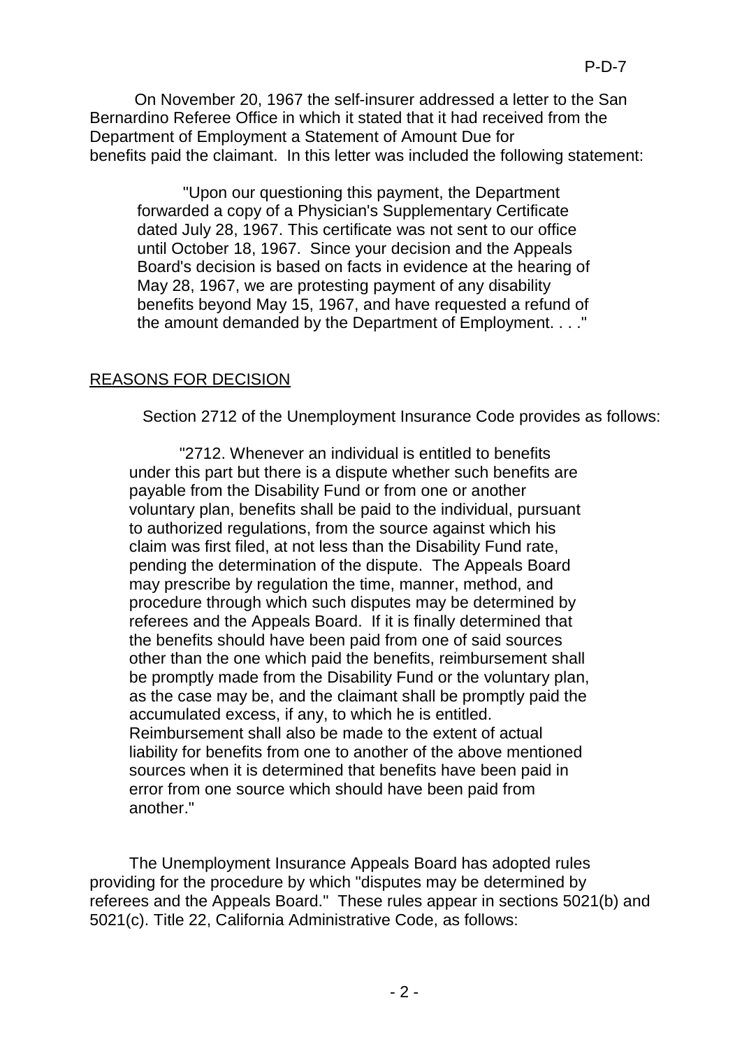On November 20, 1967 the self-insurer addressed a letter to the San Bernardino Referee Office in which it stated that it had received from the Department of Employment a Statement of Amount Due for benefits paid the claimant. In this letter was included the following statement:

> "Upon our questioning this payment, the Department forwarded a copy of a Physician's Supplementary Certificate dated July 28, 1967. This certificate was not sent to our office until October 18, 1967. Since your decision and the Appeals Board's decision is based on facts in evidence at the hearing of May 28, 1967, we are protesting payment of any disability benefits beyond May 15, 1967, and have requested a refund of the amount demanded by the Department of Employment. . . ."

## REASONS FOR DECISION

Section 2712 of the Unemployment Insurance Code provides as follows:

> "2712. Whenever an individual is entitled to benefits under this part but there is a dispute whether such benefits are payable from the Disability Fund or from one or another voluntary plan, benefits shall be paid to the individual, pursuant to authorized regulations, from the source against which his claim was first filed, at not less than the Disability Fund rate, pending the determination of the dispute. The Appeals Board may prescribe by regulation the time, manner, method, and procedure through which such disputes may be determined by referees and the Appeals Board. If it is finally determined that the benefits should have been paid from one of said sources other than the one which paid the benefits, reimbursement shall be promptly made from the Disability Fund or the voluntary plan, as the case may be, and the claimant shall be promptly paid the accumulated excess, if any, to which he is entitled. Reimbursement shall also be made to the extent of actual liability for benefits from one to another of the above mentioned sources when it is determined that benefits have been paid in error from one source which should have been paid from another."

The Unemployment Insurance Appeals Board has adopted rules providing for the procedure by which "disputes may be determined by referees and the Appeals Board." These rules appear in sections 5021(b) and 5021(c). Title 22, California Administrative Code, as follows: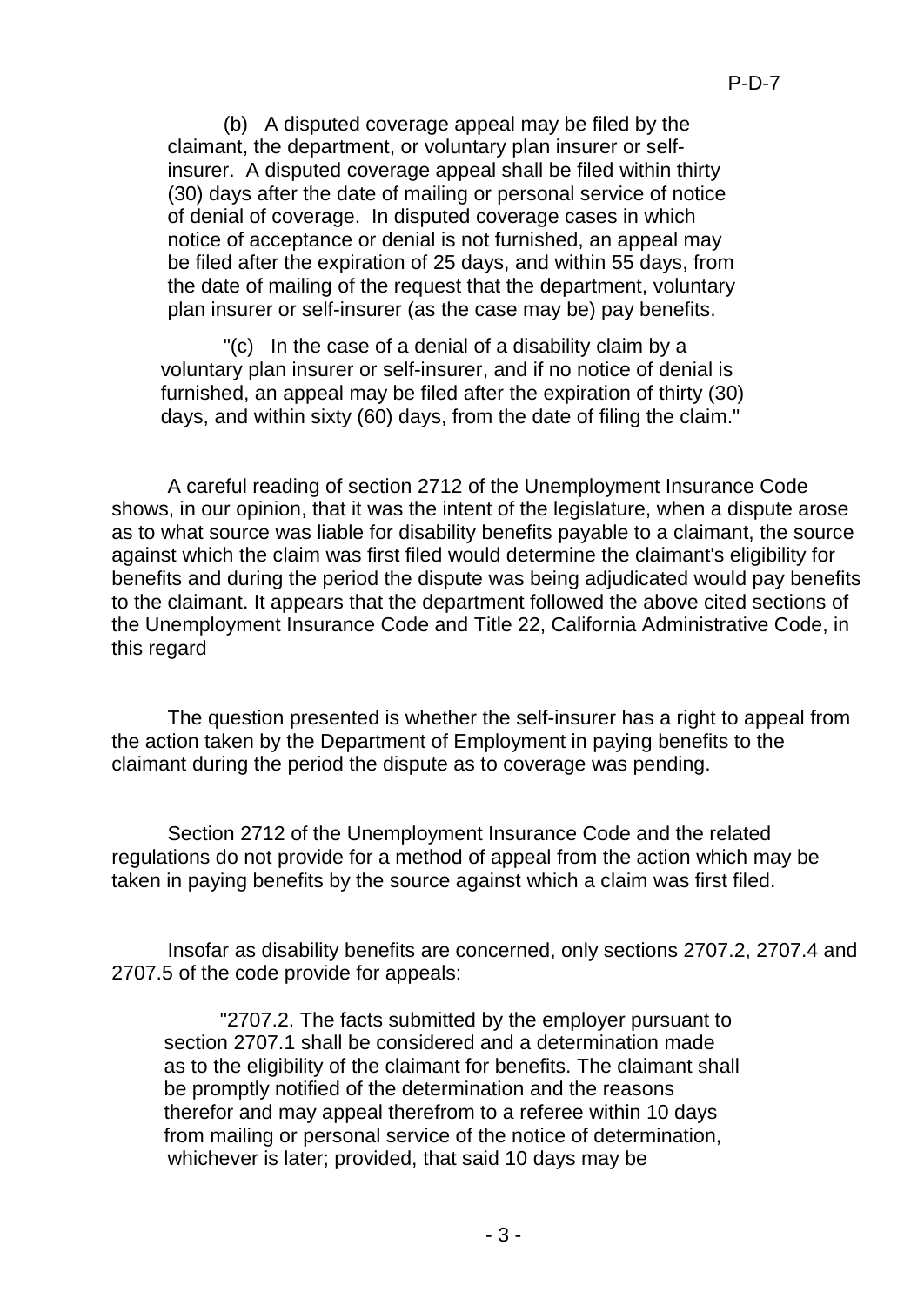(b) A disputed coverage appeal may be filed by the claimant, the department, or voluntary plan insurer or self-insurer. A disputed coverage appeal shall be filed within thirty (30) days after the date of mailing or personal service of notice of denial of coverage. In disputed coverage cases in which notice of acceptance or denial is not furnished, an appeal may be filed after the expiration of 25 days, and within 55 days, from the date of mailing of the request that the department, voluntary plan insurer or self-insurer (as the case may be) pay benefits.

"(c) In the case of a denial of a disability claim by a voluntary plan insurer or self-insurer, and if no notice of denial is furnished, an appeal may be filed after the expiration of thirty (30) days, and within sixty (60) days, from the date of filing the claim."

A careful reading of section 2712 of the Unemployment Insurance Code shows, in our opinion, that it was the intent of the legislature, when a dispute arose as to what source was liable for disability benefits payable to a claimant, the source against which the claim was first filed would determine the claimant's eligibility for benefits and during the period the dispute was being adjudicated would pay benefits to the claimant. It appears that the department followed the above cited sections of the Unemployment Insurance Code and Title 22, California Administrative Code, in this regard

The question presented is whether the self-insurer has a right to appeal from the action taken by the Department of Employment in paying benefits to the claimant during the period the dispute as to coverage was pending.

Section 2712 of the Unemployment Insurance Code and the related regulations do not provide for a method of appeal from the action which may be taken in paying benefits by the source against which a claim was first filed.

Insofar as disability benefits are concerned, only sections 2707.2, 2707.4 and 2707.5 of the code provide for appeals:

"2707.2. The facts submitted by the employer pursuant to section 2707.1 shall be considered and a determination made as to the eligibility of the claimant for benefits. The claimant shall be promptly notified of the determination and the reasons therefor and may appeal therefrom to a referee within 10 days from mailing or personal service of the notice of determination, whichever is later; provided, that said 10 days may be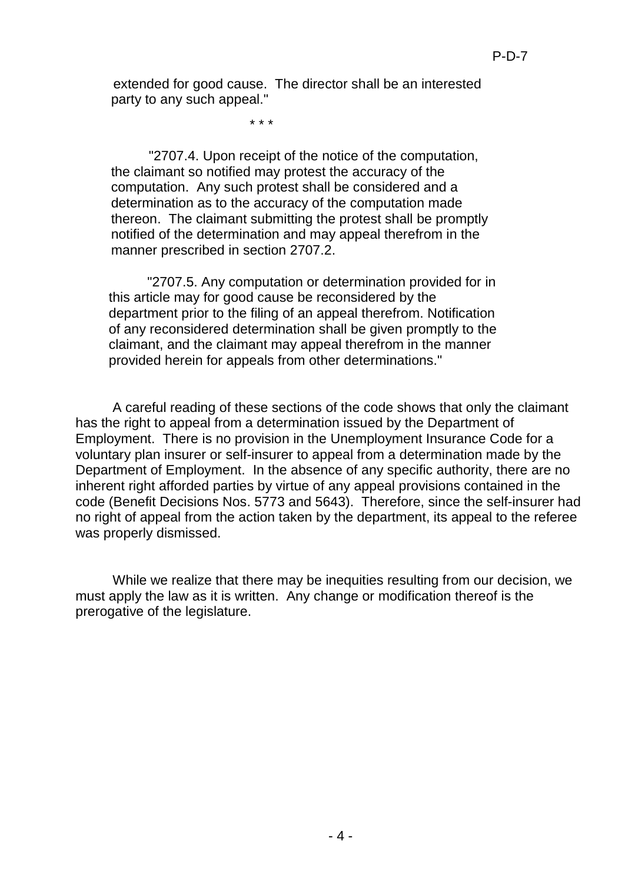extended for good cause. The director shall be an interested party to any such appeal."

\* \* \*

"2707.4. Upon receipt of the notice of the computation, the claimant so notified may protest the accuracy of the computation. Any such protest shall be considered and a determination as to the accuracy of the computation made thereon. The claimant submitting the protest shall be promptly notified of the determination and may appeal therefrom in the manner prescribed in section 2707.2.

"2707.5. Any computation or determination provided for in this article may for good cause be reconsidered by the department prior to the filing of an appeal therefrom. Notification of any reconsidered determination shall be given promptly to the claimant, and the claimant may appeal therefrom in the manner provided herein for appeals from other determinations."

A careful reading of these sections of the code shows that only the claimant has the right to appeal from a determination issued by the Department of Employment. There is no provision in the Unemployment Insurance Code for a voluntary plan insurer or self-insurer to appeal from a determination made by the Department of Employment. In the absence of any specific authority, there are no inherent right afforded parties by virtue of any appeal provisions contained in the code (Benefit Decisions Nos. 5773 and 5643). Therefore, since the self-insurer had no right of appeal from the action taken by the department, its appeal to the referee was properly dismissed.

While we realize that there may be inequities resulting from our decision, we must apply the law as it is written. Any change or modification thereof is the prerogative of the legislature.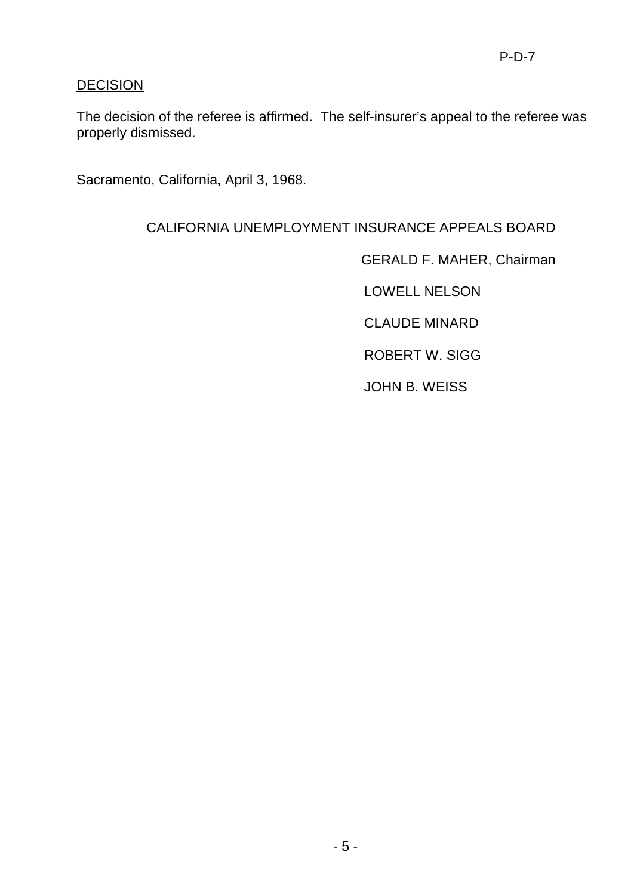## DECISION

The decision of the referee is affirmed. The self-insurer's appeal to the referee was properly dismissed.

Sacramento, California, April 3, 1968.

CALIFORNIA UNEMPLOYMENT INSURANCE APPEALS BOARD

GERALD F. MAHER, Chairman

LOWELL NELSON

CLAUDE MINARD

ROBERT W. SIGG

JOHN B. WEISS